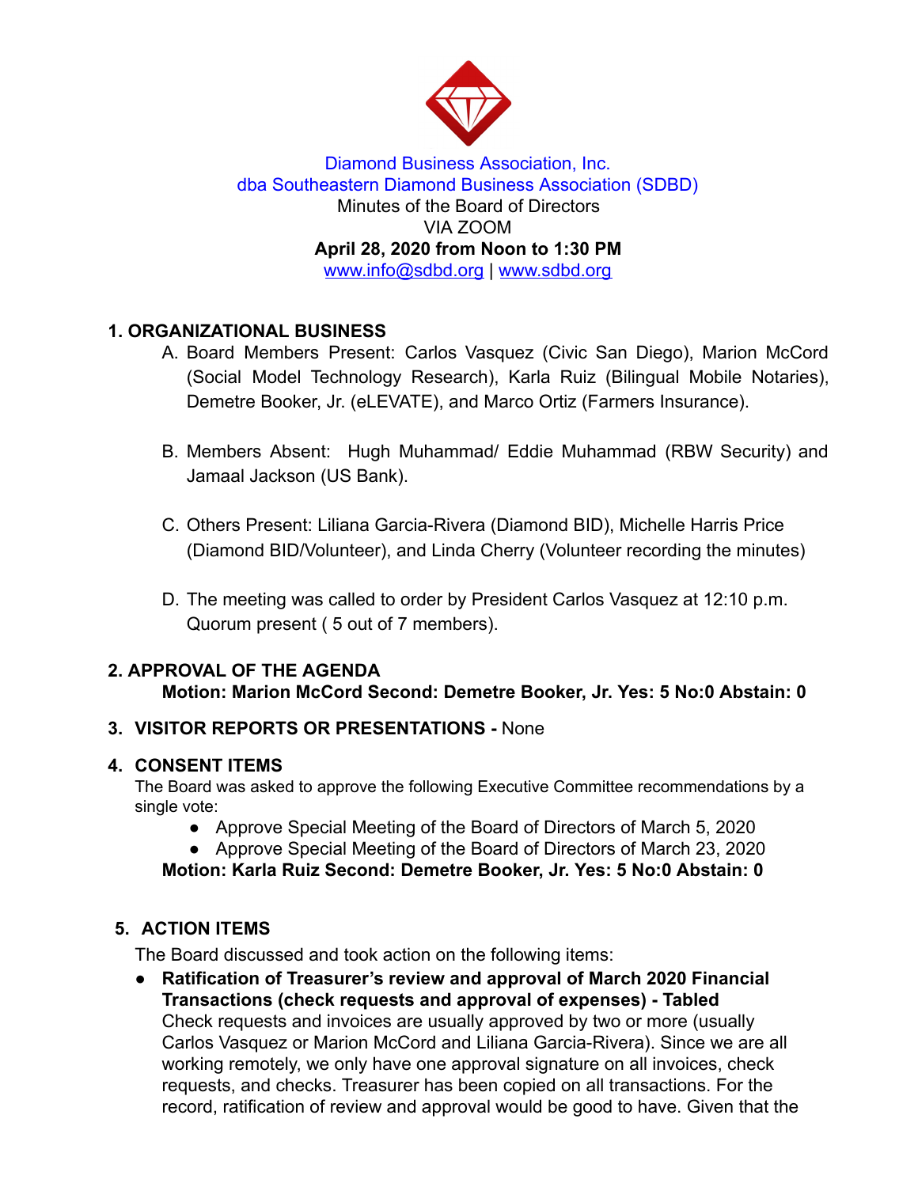Diamond Business Association, Inc.
dba Southeastern Diamond Business Association (SDBD)
Minutes of the Board of Directors
VIA ZOOM
**April 28, 2020 from Noon to 1:30 PM**
www.info@sdbd.org | www.sdbd.org

## 1. ORGANIZATIONAL BUSINESS

A. Board Members Present: Carlos Vasquez (Civic San Diego), Marion McCord (Social Model Technology Research), Karla Ruiz (Bilingual Mobile Notaries), Demetre Booker, Jr. (eLEVATE), and Marco Ortiz (Farmers Insurance).

B. Members Absent: Hugh Muhammad/ Eddie Muhammad (RBW Security) and Jamaal Jackson (US Bank).

C. Others Present: Liliana Garcia-Rivera (Diamond BID), Michelle Harris Price (Diamond BID/Volunteer), and Linda Cherry (Volunteer recording the minutes)

D. The meeting was called to order by President Carlos Vasquez at 12:10 p.m. Quorum present ( 5 out of 7 members).

## 2. APPROVAL OF THE AGENDA

**Motion: Marion McCord Second: Demetre Booker, Jr. Yes: 5 No:0 Abstain: 0**

## 3. VISITOR REPORTS OR PRESENTATIONS - None

## 4. CONSENT ITEMS

The Board was asked to approve the following Executive Committee recommendations by a single vote:

- Approve Special Meeting of the Board of Directors of March 5, 2020
- Approve Special Meeting of the Board of Directors of March 23, 2020

**Motion: Karla Ruiz Second: Demetre Booker, Jr. Yes: 5 No:0 Abstain: 0**

## 5. ACTION ITEMS

The Board discussed and took action on the following items:

- **Ratification of Treasurer's review and approval of March 2020 Financial Transactions (check requests and approval of expenses) - Tabled**
  Check requests and invoices are usually approved by two or more (usually Carlos Vasquez or Marion McCord and Liliana Garcia-Rivera). Since we are all working remotely, we only have one approval signature on all invoices, check requests, and checks. Treasurer has been copied on all transactions. For the record, ratification of review and approval would be good to have. Given that the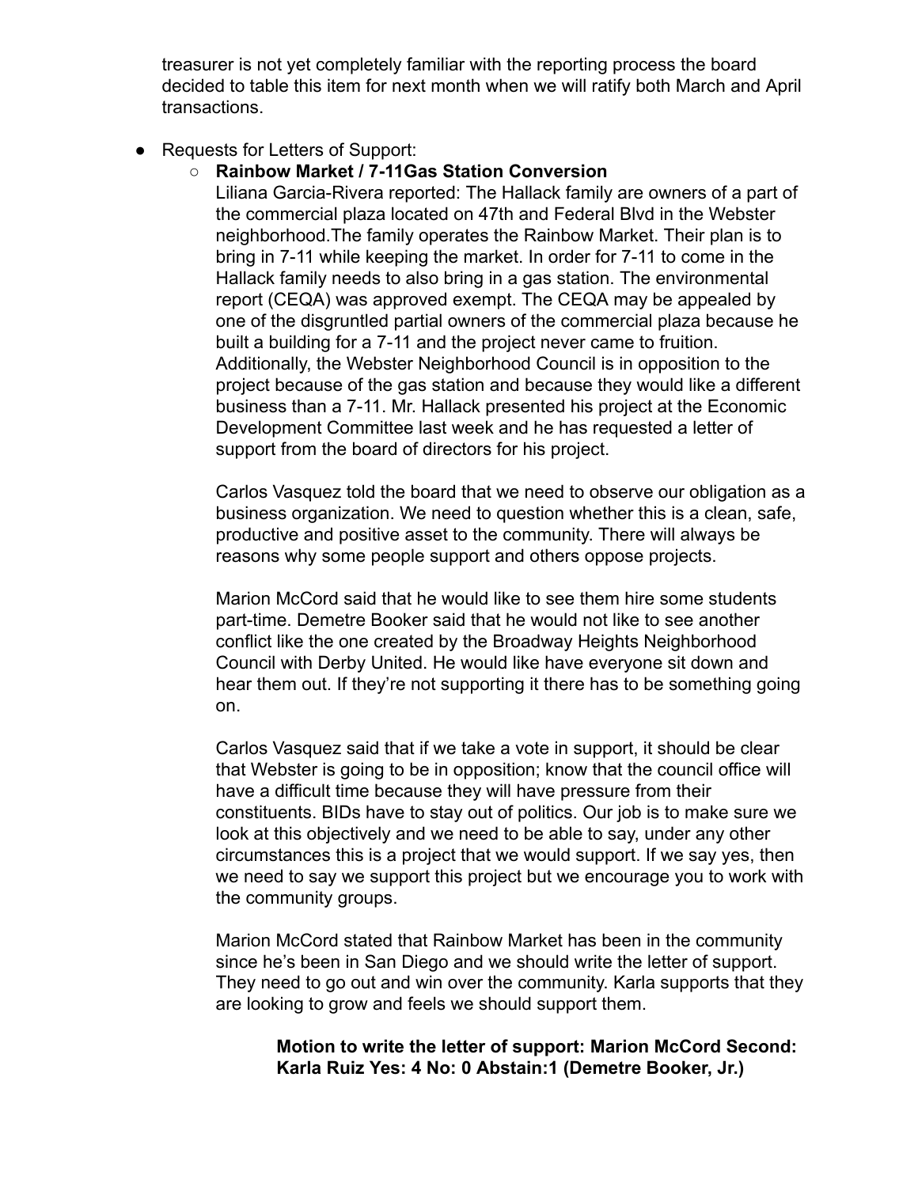treasurer is not yet completely familiar with the reporting process the board decided to table this item for next month when we will ratify both March and April transactions.

- Requests for Letters of Support:
  - **Rainbow Market / 7-11Gas Station Conversion**

    Liliana Garcia-Rivera reported: The Hallack family are owners of a part of the commercial plaza located on 47th and Federal Blvd in the Webster neighborhood.The family operates the Rainbow Market. Their plan is to bring in 7-11 while keeping the market. In order for 7-11 to come in the Hallack family needs to also bring in a gas station. The environmental report (CEQA) was approved exempt. The CEQA may be appealed by one of the disgruntled partial owners of the commercial plaza because he built a building for a 7-11 and the project never came to fruition. Additionally, the Webster Neighborhood Council is in opposition to the project because of the gas station and because they would like a different business than a 7-11. Mr. Hallack presented his project at the Economic Development Committee last week and he has requested a letter of support from the board of directors for his project.

    Carlos Vasquez told the board that we need to observe our obligation as a business organization. We need to question whether this is a clean, safe, productive and positive asset to the community. There will always be reasons why some people support and others oppose projects.

    Marion McCord said that he would like to see them hire some students part-time. Demetre Booker said that he would not like to see another conflict like the one created by the Broadway Heights Neighborhood Council with Derby United. He would like have everyone sit down and hear them out. If they're not supporting it there has to be something going on.

    Carlos Vasquez said that if we take a vote in support, it should be clear that Webster is going to be in opposition; know that the council office will have a difficult time because they will have pressure from their constituents. BIDs have to stay out of politics. Our job is to make sure we look at this objectively and we need to be able to say, under any other circumstances this is a project that we would support. If we say yes, then we need to say we support this project but we encourage you to work with the community groups.

    Marion McCord stated that Rainbow Market has been in the community since he's been in San Diego and we should write the letter of support. They need to go out and win over the community. Karla supports that they are looking to grow and feels we should support them.

    **Motion to write the letter of support: Marion McCord Second: Karla Ruiz Yes: 4 No: 0 Abstain:1 (Demetre Booker, Jr.)**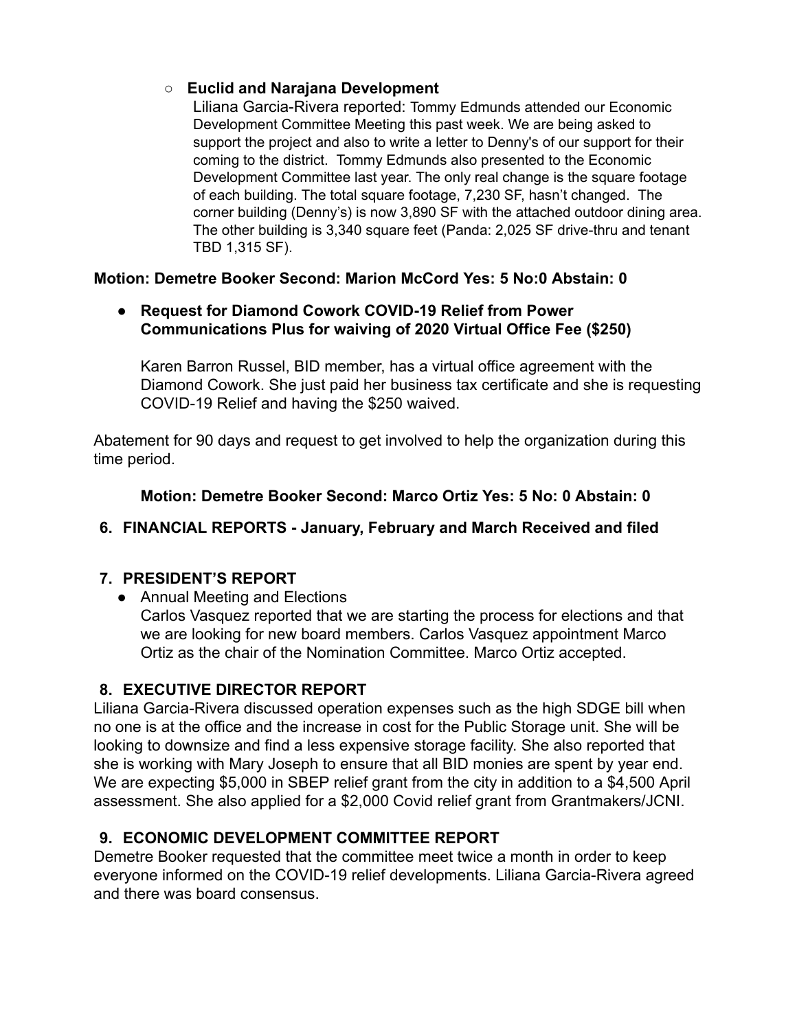- **Euclid and Narajana Development**

  Liliana Garcia-Rivera reported: Tommy Edmunds attended our Economic Development Committee Meeting this past week. We are being asked to support the project and also to write a letter to Denny's of our support for their coming to the district. Tommy Edmunds also presented to the Economic Development Committee last year. The only real change is the square footage of each building. The total square footage, 7,230 SF, hasn't changed. The corner building (Denny's) is now 3,890 SF with the attached outdoor dining area. The other building is 3,340 square feet (Panda: 2,025 SF drive-thru and tenant TBD 1,315 SF).

**Motion: Demetre Booker Second: Marion McCord Yes: 5 No:0 Abstain: 0**

- **Request for Diamond Cowork COVID-19 Relief from Power Communications Plus for waiving of 2020 Virtual Office Fee ($250)**

  Karen Barron Russel, BID member, has a virtual office agreement with the Diamond Cowork. She just paid her business tax certificate and she is requesting COVID-19 Relief and having the $250 waived.

Abatement for 90 days and request to get involved to help the organization during this time period.

**Motion: Demetre Booker Second: Marco Ortiz Yes: 5 No: 0 Abstain: 0**

6. **FINANCIAL REPORTS - January, February and March Received and filed**

7. **PRESIDENT'S REPORT**
   - Annual Meeting and Elections

     Carlos Vasquez reported that we are starting the process for elections and that we are looking for new board members. Carlos Vasquez appointment Marco Ortiz as the chair of the Nomination Committee. Marco Ortiz accepted.

8. **EXECUTIVE DIRECTOR REPORT**

Liliana Garcia-Rivera discussed operation expenses such as the high SDGE bill when no one is at the office and the increase in cost for the Public Storage unit. She will be looking to downsize and find a less expensive storage facility. She also reported that she is working with Mary Joseph to ensure that all BID monies are spent by year end. We are expecting $5,000 in SBEP relief grant from the city in addition to a $4,500 April assessment. She also applied for a $2,000 Covid relief grant from Grantmakers/JCNI.

9. **ECONOMIC DEVELOPMENT COMMITTEE REPORT**

Demetre Booker requested that the committee meet twice a month in order to keep everyone informed on the COVID-19 relief developments. Liliana Garcia-Rivera agreed and there was board consensus.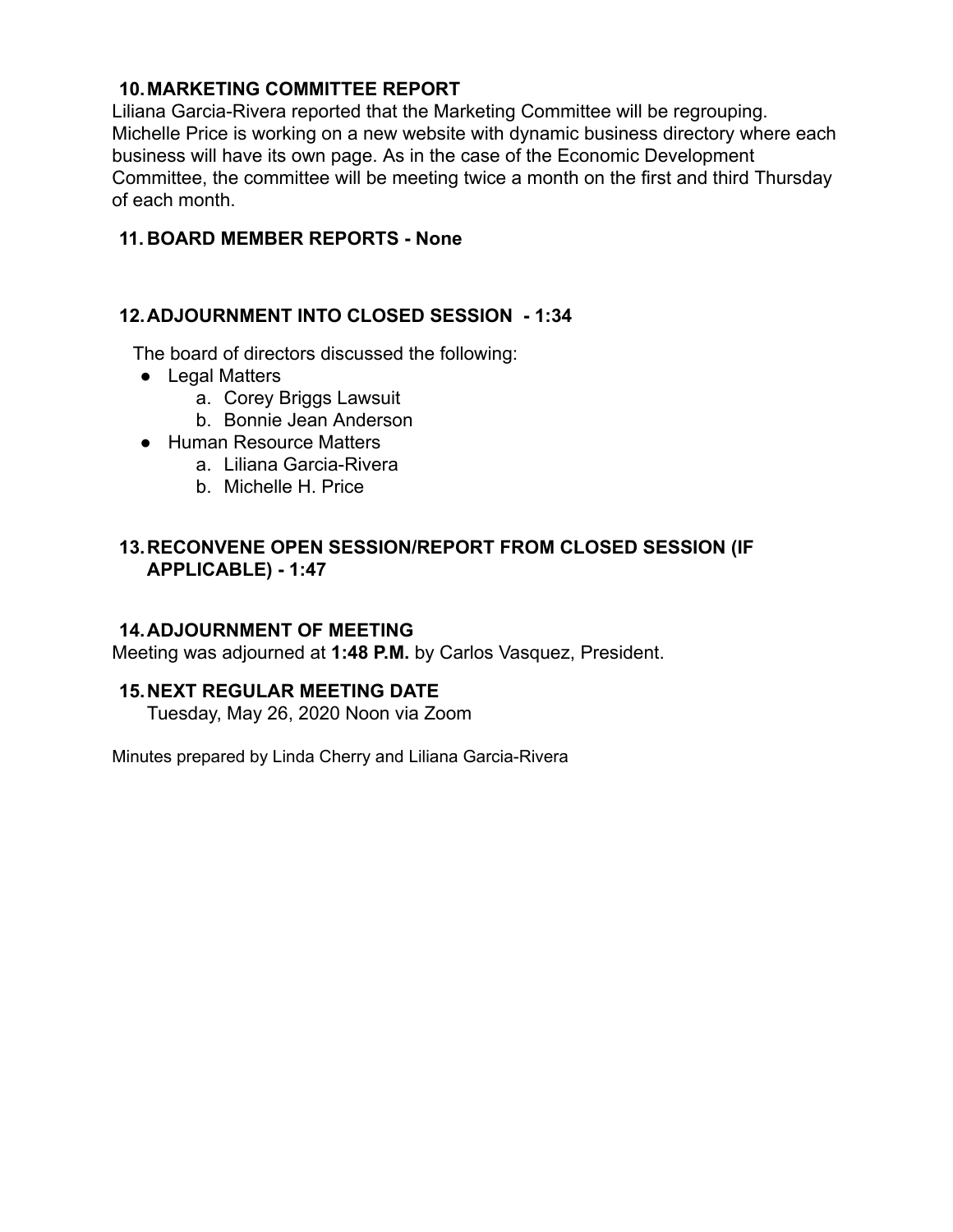**10. MARKETING COMMITTEE REPORT**

Liliana Garcia-Rivera reported that the Marketing Committee will be regrouping. Michelle Price is working on a new website with dynamic business directory where each business will have its own page. As in the case of the Economic Development Committee, the committee will be meeting twice a month on the first and third Thursday of each month.

**11. BOARD MEMBER REPORTS - None**

**12. ADJOURNMENT INTO CLOSED SESSION - 1:34**

The board of directors discussed the following:

- Legal Matters
  a. Corey Briggs Lawsuit
  b. Bonnie Jean Anderson
- Human Resource Matters
  a. Liliana Garcia-Rivera
  b. Michelle H. Price

**13. RECONVENE OPEN SESSION/REPORT FROM CLOSED SESSION (IF APPLICABLE) - 1:47**

**14. ADJOURNMENT OF MEETING**

Meeting was adjourned at **1:48 P.M.** by Carlos Vasquez, President.

**15. NEXT REGULAR MEETING DATE**

Tuesday, May 26, 2020 Noon via Zoom

Minutes prepared by Linda Cherry and Liliana Garcia-Rivera